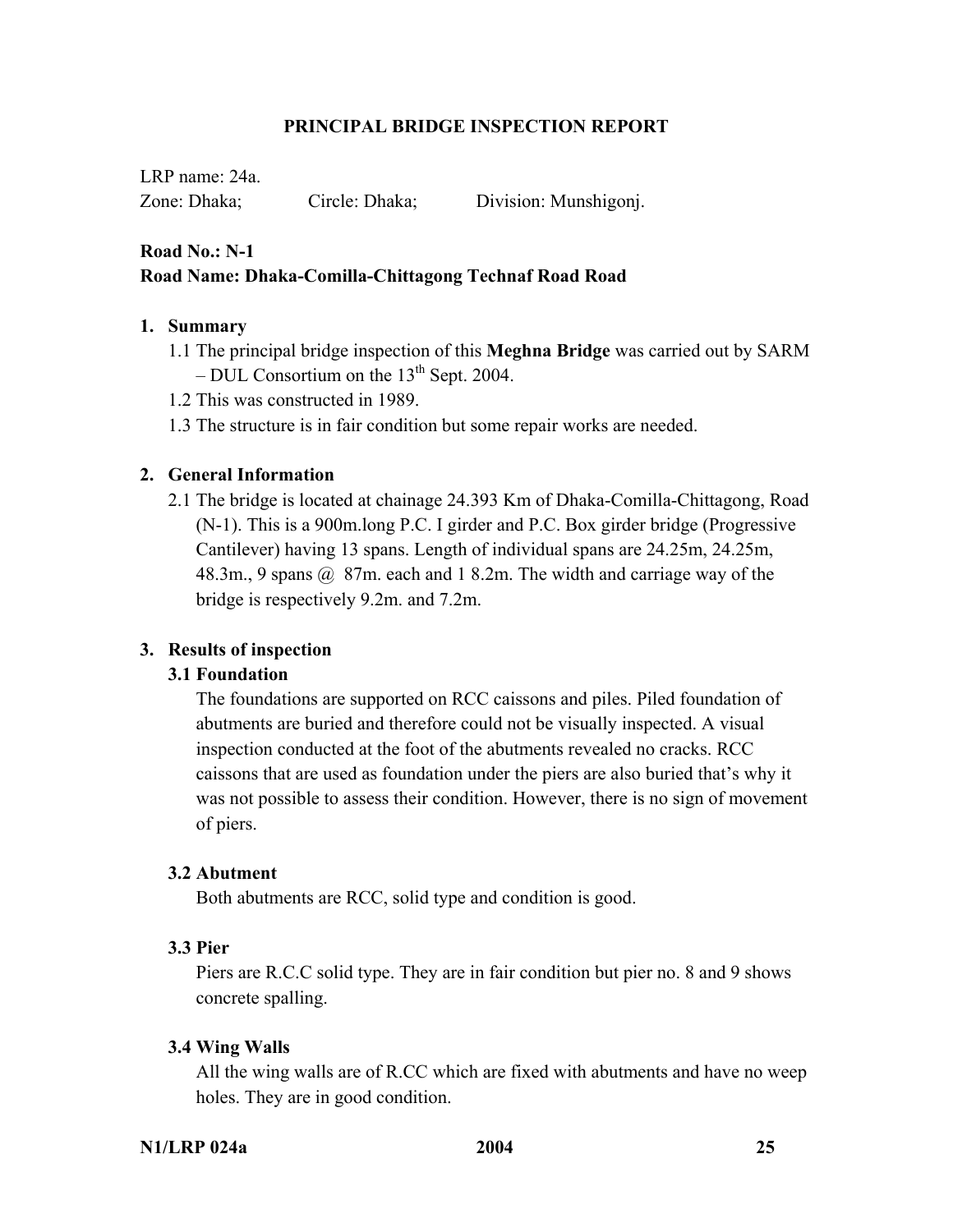# PRINCIPAL BRIDGE INSPECTION REPORT

LRP name: 24a.
Zone: Dhaka; Circle: Dhaka; Division: Munshigonj.

**Road No.: N-1**
**Road Name: Dhaka-Comilla-Chittagong Technaf Road Road**

## 1. Summary

1.1 The principal bridge inspection of this **Meghna Bridge** was carried out by SARM – DUL Consortium on the 13th Sept. 2004.

1.2 This was constructed in 1989.

1.3 The structure is in fair condition but some repair works are needed.

## 2. General Information

2.1 The bridge is located at chainage 24.393 Km of Dhaka-Comilla-Chittagong, Road (N-1). This is a 900m.long P.C. I girder and P.C. Box girder bridge (Progressive Cantilever) having 13 spans. Length of individual spans are 24.25m, 24.25m, 48.3m., 9 spans @ 87m. each and 1 8.2m. The width and carriage way of the bridge is respectively 9.2m. and 7.2m.

## 3. Results of inspection

### 3.1 Foundation

The foundations are supported on RCC caissons and piles. Piled foundation of abutments are buried and therefore could not be visually inspected. A visual inspection conducted at the foot of the abutments revealed no cracks. RCC caissons that are used as foundation under the piers are also buried that's why it was not possible to assess their condition. However, there is no sign of movement of piers.

### 3.2 Abutment

Both abutments are RCC, solid type and condition is good.

### 3.3 Pier

Piers are R.C.C solid type. They are in fair condition but pier no. 8 and 9 shows concrete spalling.

### 3.4 Wing Walls

All the wing walls are of R.CC which are fixed with abutments and have no weep holes. They are in good condition.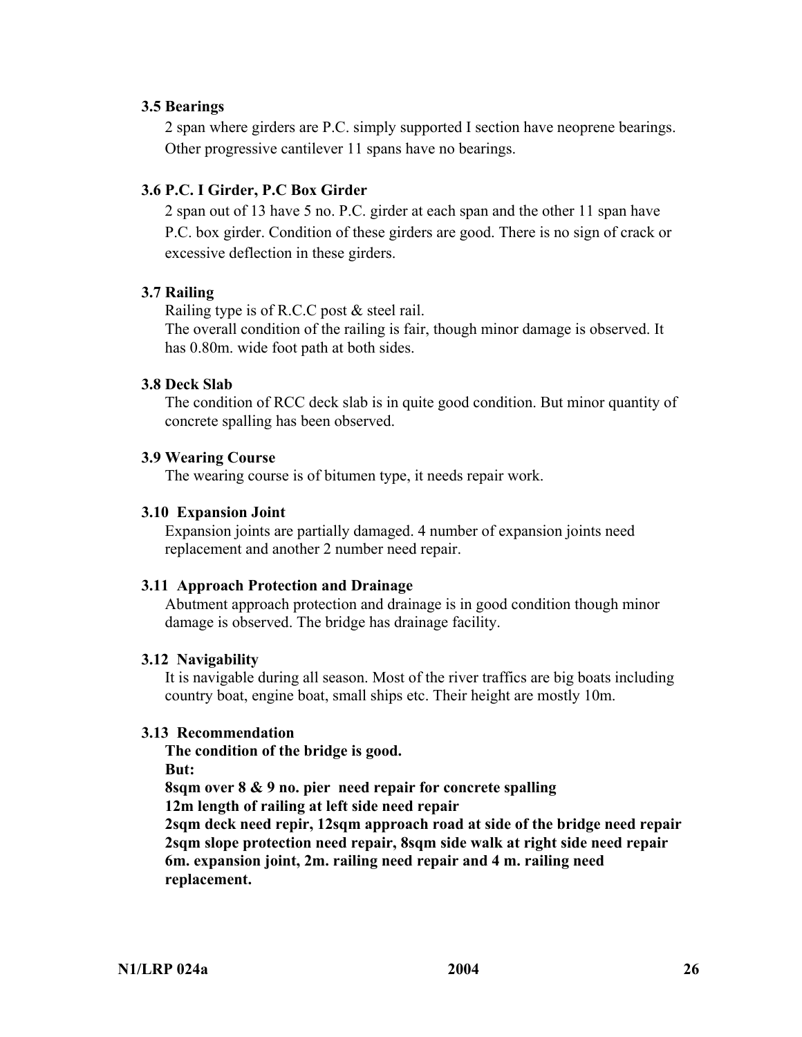### 3.5 Bearings

2 span where girders are P.C. simply supported I section have neoprene bearings. Other progressive cantilever 11 spans have no bearings.

### 3.6 P.C. I Girder, P.C Box Girder

2 span out of 13 have 5 no. P.C. girder at each span and the other 11 span have P.C. box girder. Condition of these girders are good. There is no sign of crack or excessive deflection in these girders.

### 3.7 Railing

Railing type is of R.C.C post & steel rail.
The overall condition of the railing is fair, though minor damage is observed. It has 0.80m. wide foot path at both sides.

### 3.8 Deck Slab

The condition of RCC deck slab is in quite good condition. But minor quantity of concrete spalling has been observed.

### 3.9 Wearing Course

The wearing course is of bitumen type, it needs repair work.

### 3.10 Expansion Joint

Expansion joints are partially damaged. 4 number of expansion joints need replacement and another 2 number need repair.

### 3.11 Approach Protection and Drainage

Abutment approach protection and drainage is in good condition though minor damage is observed. The bridge has drainage facility.

### 3.12 Navigability

It is navigable during all season. Most of the river traffics are big boats including country boat, engine boat, small ships etc. Their height are mostly 10m.

### 3.13 Recommendation

**The condition of the bridge is good.**
**But:**
**8sqm over 8 & 9 no. pier need repair for concrete spalling**
**12m length of railing at left side need repair**
**2sqm deck need repir, 12sqm approach road at side of the bridge need repair**
**2sqm slope protection need repair, 8sqm side walk at right side need repair**
**6m. expansion joint, 2m. railing need repair and 4 m. railing need replacement.**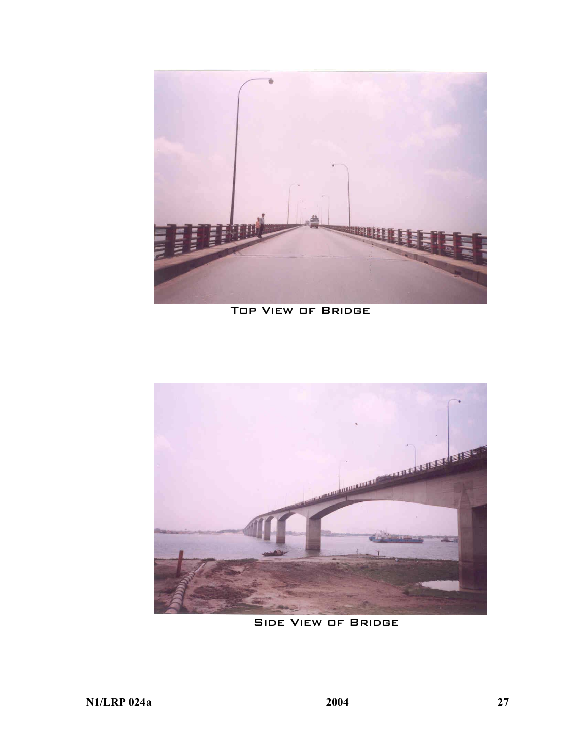Top View of Bridge

Side View of Bridge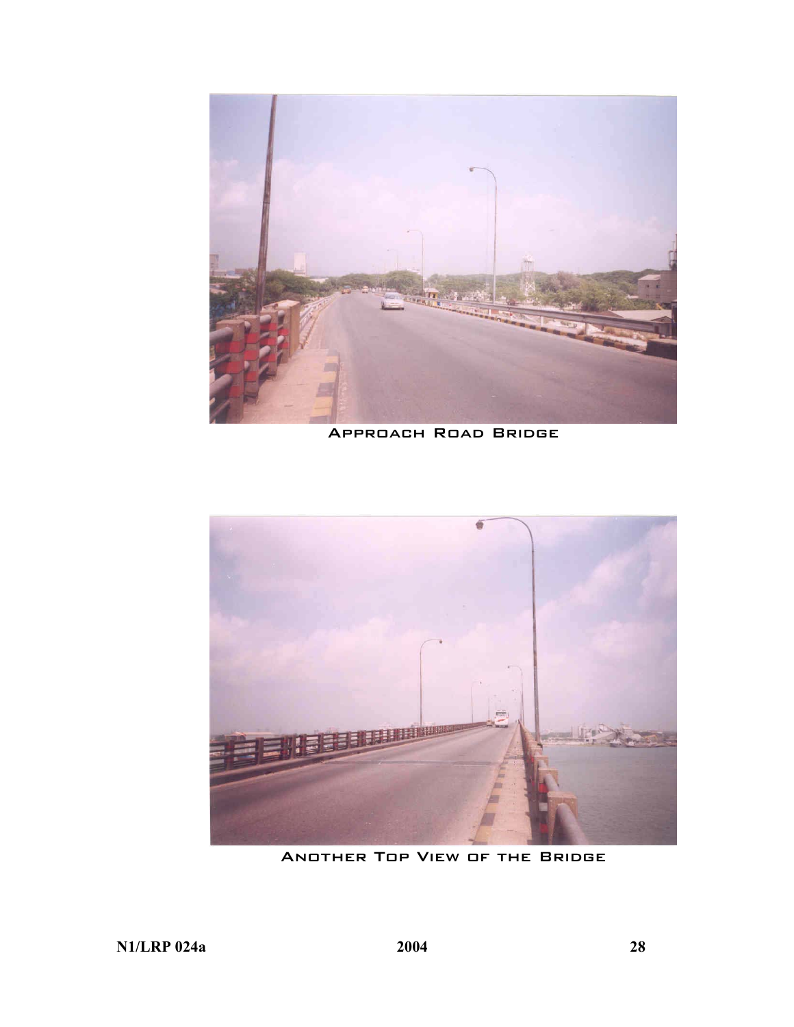Approach Road Bridge

Another Top View of the Bridge